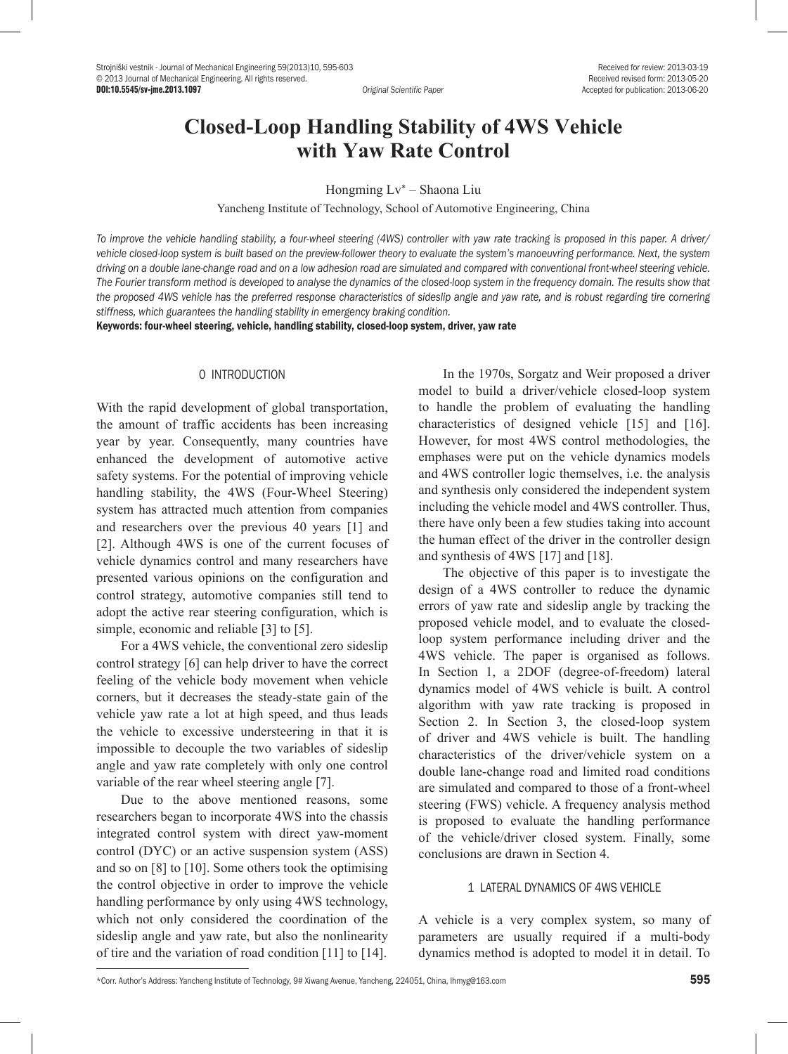# Closed-Loop Handling Stability of 4WS Vehicle with Yaw Rate Control

Hongming Lv* – Shaona Liu

Yancheng Institute of Technology, School of Automotive Engineering, China

*To improve the vehicle handling stability, a four-wheel steering (4WS) controller with yaw rate tracking is proposed in this paper. A driver/vehicle closed-loop system is built based on the preview-follower theory to evaluate the system's manoeuvring performance. Next, the system driving on a double lane-change road and on a low adhesion road are simulated and compared with conventional front-wheel steering vehicle. The Fourier transform method is developed to analyse the dynamics of the closed-loop system in the frequency domain. The results show that the proposed 4WS vehicle has the preferred response characteristics of sideslip angle and yaw rate, and is robust regarding tire cornering stiffness, which guarantees the handling stability in emergency braking condition.*

**Keywords: four-wheel steering, vehicle, handling stability, closed-loop system, driver, yaw rate**

## 0 INTRODUCTION

With the rapid development of global transportation, the amount of traffic accidents has been increasing year by year. Consequently, many countries have enhanced the development of automotive active safety systems. For the potential of improving vehicle handling stability, the 4WS (Four-Wheel Steering) system has attracted much attention from companies and researchers over the previous 40 years [1] and [2]. Although 4WS is one of the current focuses of vehicle dynamics control and many researchers have presented various opinions on the configuration and control strategy, automotive companies still tend to adopt the active rear steering configuration, which is simple, economic and reliable [3] to [5].

For a 4WS vehicle, the conventional zero sideslip control strategy [6] can help driver to have the correct feeling of the vehicle body movement when vehicle corners, but it decreases the steady-state gain of the vehicle yaw rate a lot at high speed, and thus leads the vehicle to excessive understeering in that it is impossible to decouple the two variables of sideslip angle and yaw rate completely with only one control variable of the rear wheel steering angle [7].

Due to the above mentioned reasons, some researchers began to incorporate 4WS into the chassis integrated control system with direct yaw-moment control (DYC) or an active suspension system (ASS) and so on [8] to [10]. Some others took the optimising the control objective in order to improve the vehicle handling performance by only using 4WS technology, which not only considered the coordination of the sideslip angle and yaw rate, but also the nonlinearity of tire and the variation of road condition [11] to [14].

In the 1970s, Sorgatz and Weir proposed a driver model to build a driver/vehicle closed-loop system to handle the problem of evaluating the handling characteristics of designed vehicle [15] and [16]. However, for most 4WS control methodologies, the emphases were put on the vehicle dynamics models and 4WS controller logic themselves, i.e. the analysis and synthesis only considered the independent system including the vehicle model and 4WS controller. Thus, there have only been a few studies taking into account the human effect of the driver in the controller design and synthesis of 4WS [17] and [18].

The objective of this paper is to investigate the design of a 4WS controller to reduce the dynamic errors of yaw rate and sideslip angle by tracking the proposed vehicle model, and to evaluate the closed-loop system performance including driver and the 4WS vehicle. The paper is organised as follows. In Section 1, a 2DOF (degree-of-freedom) lateral dynamics model of 4WS vehicle is built. A control algorithm with yaw rate tracking is proposed in Section 2. In Section 3, the closed-loop system of driver and 4WS vehicle is built. The handling characteristics of the driver/vehicle system on a double lane-change road and limited road conditions are simulated and compared to those of a front-wheel steering (FWS) vehicle. A frequency analysis method is proposed to evaluate the handling performance of the vehicle/driver closed system. Finally, some conclusions are drawn in Section 4.

## 1 LATERAL DYNAMICS OF 4WS VEHICLE

A vehicle is a very complex system, so many of parameters are usually required if a multi-body dynamics method is adopted to model it in detail. To

*Corr. Author's Address: Yancheng Institute of Technology, 9# Xiwang Avenue, Yancheng, 224051, China, lhmyg@163.com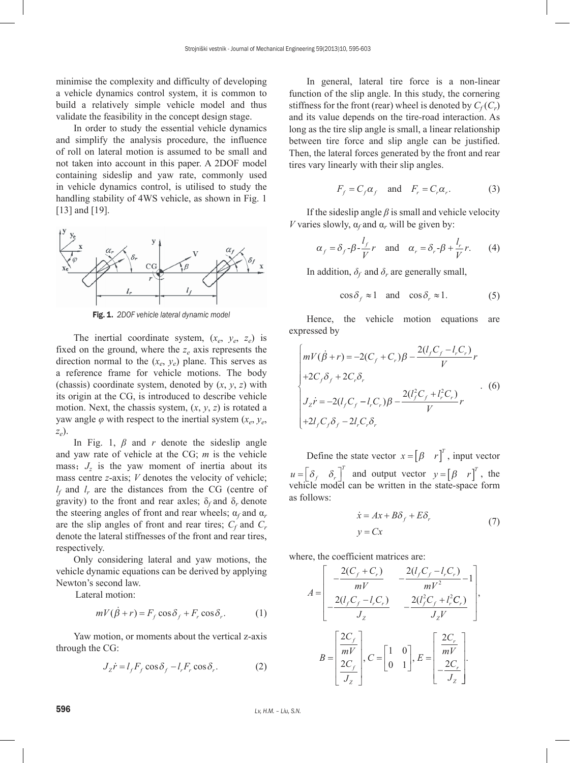minimise the complexity and difficulty of developing a vehicle dynamics control system, it is common to build a relatively simple vehicle model and thus validate the feasibility in the concept design stage.

In order to study the essential vehicle dynamics and simplify the analysis procedure, the influence of roll on lateral motion is assumed to be small and not taken into account in this paper. A 2DOF model containing sideslip and yaw rate, commonly used in vehicle dynamics control, is utilised to study the handling stability of 4WS vehicle, as shown in Fig. 1 [13] and [19].

**Fig. 1.** *2DOF vehicle lateral dynamic model*

The inertial coordinate system, ($x_e$, $y_e$, $z_e$) is fixed on the ground, where the $z_e$ axis represents the direction normal to the ($x_e$, $y_e$) plane. This serves as a reference frame for vehicle motions. The body (chassis) coordinate system, denoted by ($x$, $y$, $z$) with its origin at the CG, is introduced to describe vehicle motion. Next, the chassis system, ($x$, $y$, $z$) is rotated a yaw angle $\varphi$ with respect to the inertial system ($x_e$, $y_e$, $z_e$).

In Fig. 1, $\beta$ and $r$ denote the sideslip angle and yaw rate of vehicle at the CG; $m$ is the vehicle mass; $J_z$ is the yaw moment of inertia about its mass centre $z$-axis; $V$ denotes the velocity of vehicle; $l_f$ and $l_r$ are the distances from the CG (centre of gravity) to the front and rear axles; $\delta_f$ and $\delta_r$ denote the steering angles of front and rear wheels; $\alpha_f$ and $\alpha_r$ are the slip angles of front and rear tires; $C_f$ and $C_r$ denote the lateral stiffnesses of the front and rear tires, respectively.

Only considering lateral and yaw motions, the vehicle dynamic equations can be derived by applying Newton's second law.

Lateral motion:

$$mV(\dot{\beta}+r)=F_f\cos\delta_f+F_r\cos\delta_r. \tag{1}$$

Yaw motion, or moments about the vertical z-axis through the CG:

$$J_Z\dot{r}=l_fF_f\cos\delta_f-l_rF_r\cos\delta_r. \tag{2}$$

In general, lateral tire force is a non-linear function of the slip angle. In this study, the cornering stiffness for the front (rear) wheel is denoted by $C_f$ ($C_r$) and its value depends on the tire-road interaction. As long as the tire slip angle is small, a linear relationship between tire force and slip angle can be justified. Then, the lateral forces generated by the front and rear tires vary linearly with their slip angles.

$$F_f=C_f\alpha_f \quad \text{and} \quad F_r=C_r\alpha_r. \tag{3}$$

If the sideslip angle $\beta$ is small and vehicle velocity $V$ varies slowly, $\alpha_f$ and $\alpha_r$ will be given by:

$$\alpha_f=\delta_f-\beta-\frac{l_f}{V}r \quad \text{and} \quad \alpha_r=\delta_r-\beta+\frac{l_r}{V}r. \tag{4}$$

In addition, $\delta_f$ and $\delta_r$ are generally small,

$$\cos\delta_f\approx 1 \quad \text{and} \quad \cos\delta_r\approx 1. \tag{5}$$

Hence, the vehicle motion equations are expressed by

$$\begin{cases} mV(\dot{\beta}+r)=-2(C_f+C_r)\beta-\dfrac{2(l_fC_f-l_rC_r)}{V}r \\ +2C_f\delta_f+2C_r\delta_r \\ J_Z\dot{r}=-2(l_fC_f-l_rC_r)\beta-\dfrac{2(l_f^2C_f+l_r^2C_r)}{V}r \\ +2l_fC_f\delta_f-2l_rC_r\delta_r \end{cases}. \tag{6}$$

Define the state vector $x=\begin{bmatrix}\beta & r\end{bmatrix}^T$, input vector $u=\begin{bmatrix}\delta_f & \delta_r\end{bmatrix}^T$ and output vector $y=\begin{bmatrix}\beta & r\end{bmatrix}^T$, the vehicle model can be written in the state-space form as follows:

$$\begin{aligned} \dot{x}&=Ax+B\delta_f+E\delta_r \\ y&=Cx \end{aligned} \tag{7}$$

where, the coefficient matrices are:

$$A=\begin{bmatrix} -\dfrac{2(C_f+C_r)}{mV} & -\dfrac{2(l_fC_f-l_rC_r)}{mV^2}-1 \\ -\dfrac{2(l_fC_f-l_rC_r)}{J_Z} & -\dfrac{2(l_f^2C_f+l_r^2C_r)}{J_ZV} \end{bmatrix},$$

$$B=\begin{bmatrix} \dfrac{2C_f}{mV} \\ \dfrac{2C_f}{J_Z} \end{bmatrix}, C=\begin{bmatrix} 1 & 0 \\ 0 & 1 \end{bmatrix}, E=\begin{bmatrix} \dfrac{2C_r}{mV} \\ -\dfrac{2C_r}{J_Z} \end{bmatrix}.$$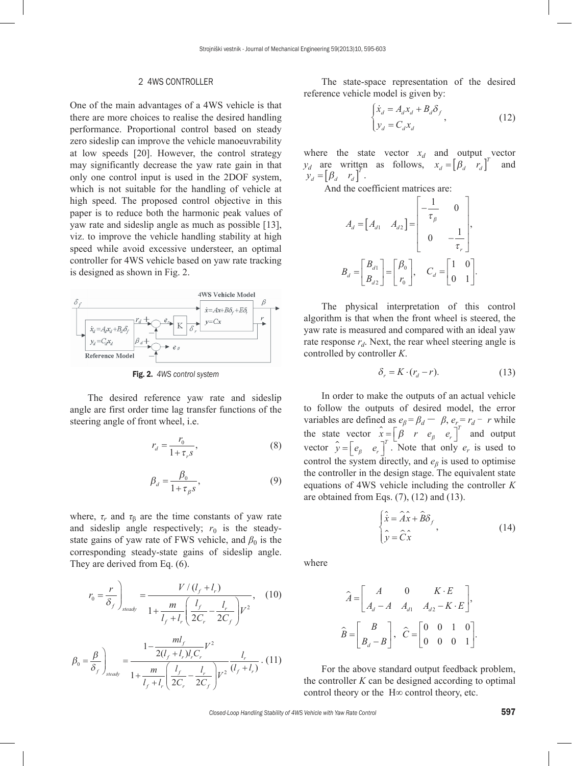## 2 4WS CONTROLLER

One of the main advantages of a 4WS vehicle is that there are more choices to realise the desired handling performance. Proportional control based on steady zero sideslip can improve the vehicle manoeuvrability at low speeds [20]. However, the control strategy may significantly decrease the yaw rate gain in that only one control input is used in the 2DOF system, which is not suitable for the handling of vehicle at high speed. The proposed control objective in this paper is to reduce both the harmonic peak values of yaw rate and sideslip angle as much as possible [13], viz. to improve the vehicle handling stability at high speed while avoid excessive understeer, an optimal controller for 4WS vehicle based on yaw rate tracking is designed as shown in Fig. 2.

**Fig. 2.** *4WS control system*

The desired reference yaw rate and sideslip angle are first order time lag transfer functions of the steering angle of front wheel, i.e.

$$r_d = \frac{r_0}{1+\tau_r s}, \tag{8}$$

$$\beta_d = \frac{\beta_0}{1+\tau_\beta s}, \tag{9}$$

where, $\tau_r$ and $\tau_\beta$ are the time constants of yaw rate and sideslip angle respectively; $r_0$ is the steady-state gains of yaw rate of FWS vehicle, and $\beta_0$ is the corresponding steady-state gains of sideslip angle. They are derived from Eq. (6).

$$r_0 = \left.\frac{r}{\delta_f}\right)_{steady} = \frac{V/(l_f+l_r)}{1+\dfrac{m}{l_f+l_r}\left(\dfrac{l_f}{2C_r}-\dfrac{l_r}{2C_f}\right)V^2}, \tag{10}$$

$$\beta_0 = \left.\frac{\beta}{\delta_f}\right)_{steady} = \frac{1-\dfrac{ml_f}{2(l_f+l_r)l_r C_r}V^2}{1+\dfrac{m}{l_f+l_r}\left(\dfrac{l_f}{2C_r}-\dfrac{l_r}{2C_f}\right)V^2}\,\frac{l_r}{(l_f+l_r)}. \tag{11}$$

The state-space representation of the desired reference vehicle model is given by:

$$\begin{cases} \dot{x}_d = A_d x_d + B_d \delta_f \\ y_d = C_d x_d \end{cases}, \tag{12}$$

where the state vector $x_d$ and output vector $y_d$ are written as follows, $x_d = \begin{bmatrix}\beta_d & r_d\end{bmatrix}^T$ and $y_d = \begin{bmatrix}\beta_d & r_d\end{bmatrix}^T$.

And the coefficient matrices are:

$$A_d = \begin{bmatrix} A_{d1} & A_{d2} \end{bmatrix} = \begin{bmatrix} -\dfrac{1}{\tau_\beta} & 0 \\ 0 & -\dfrac{1}{\tau_r} \end{bmatrix},$$

$$B_d = \begin{bmatrix} B_{d1} \\ B_{d2} \end{bmatrix} = \begin{bmatrix} \beta_0 \\ r_0 \end{bmatrix}, \quad C_d = \begin{bmatrix} 1 & 0 \\ 0 & 1 \end{bmatrix}.$$

The physical interpretation of this control algorithm is that when the front wheel is steered, the yaw rate is measured and compared with an ideal yaw rate response $r_d$. Next, the rear wheel steering angle is controlled by controller $K$.

$$\delta_r = K \cdot (r_d - r). \tag{13}$$

In order to make the outputs of an actual vehicle to follow the outputs of desired model, the error variables are defined as $e_\beta = \beta_d - \beta$, $e_r = r_d - r$ while the state vector $\hat{x} = \begin{bmatrix}\beta & r & e_\beta & e_r\end{bmatrix}^T$ and output vector $\hat{y} = \begin{bmatrix}e_\beta & e_r\end{bmatrix}^T$. Note that only $e_r$ is used to control the system directly, and $e_\beta$ is used to optimise the controller in the design stage. The equivalent state equations of 4WS vehicle including the controller $K$ are obtained from Eqs. (7), (12) and (13).

$$\begin{cases} \dot{\hat{x}} = \hat{A}\hat{x} + \hat{B}\delta_f \\ \hat{y} = \hat{C}\hat{x} \end{cases}, \tag{14}$$

where

$$\hat{A} = \begin{bmatrix} A & 0 & K\cdot E \\ A_d - A & A_{d1} & A_{d2} - K\cdot E \end{bmatrix},$$

$$\hat{B} = \begin{bmatrix} B \\ B_d - B \end{bmatrix}, \quad \hat{C} = \begin{bmatrix} 0 & 0 & 1 & 0 \\ 0 & 0 & 0 & 1 \end{bmatrix}.$$

For the above standard output feedback problem, the controller $K$ can be designed according to optimal control theory or the H∞ control theory, etc.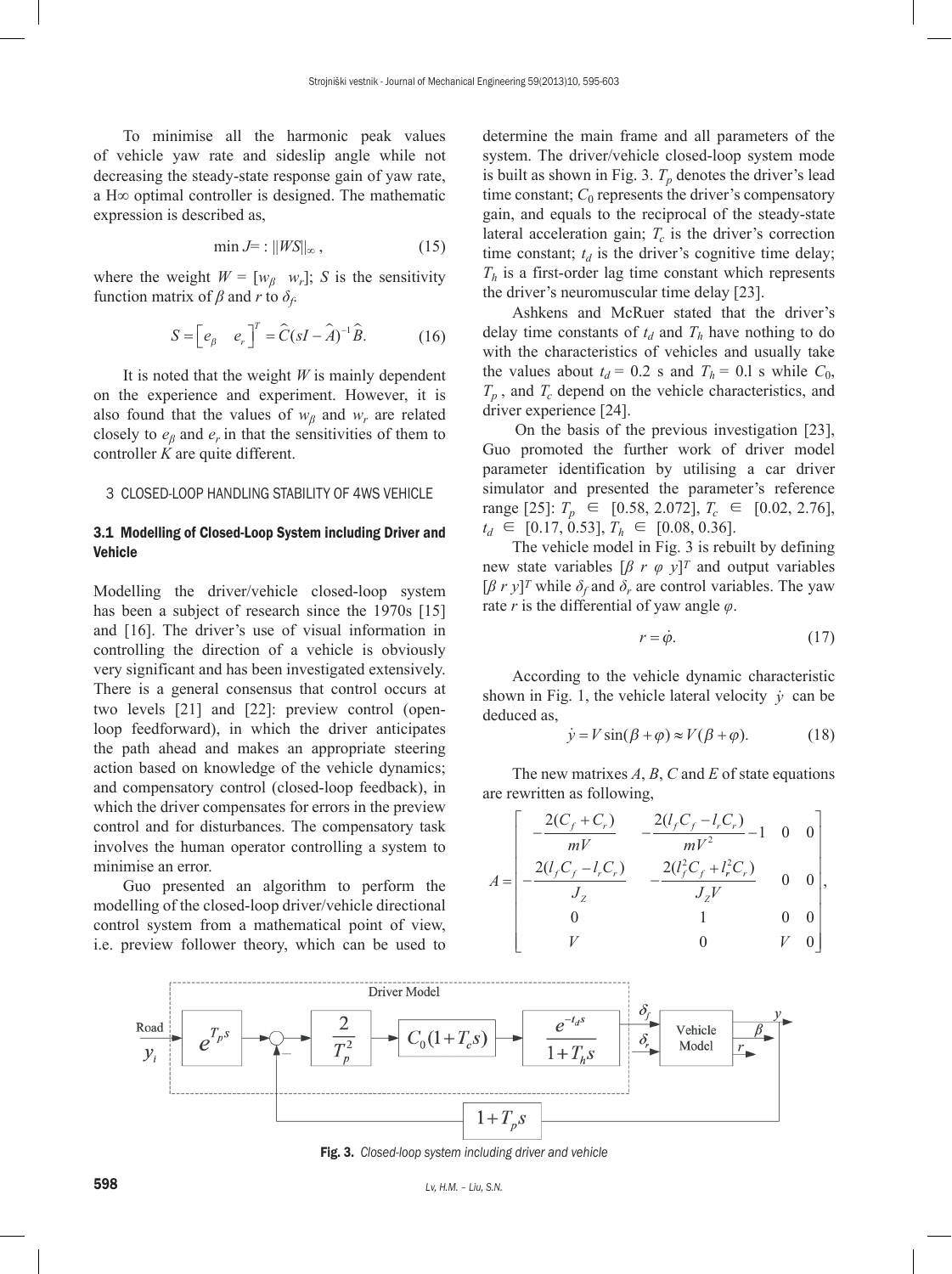To minimise all the harmonic peak values of vehicle yaw rate and sideslip angle while not decreasing the steady-state response gain of yaw rate, a H∞ optimal controller is designed. The mathematic expression is described as,

$$\min J = : \|WS\|_\infty , \tag{15}$$

where the weight $W = [w_\beta \quad w_r]$; $S$ is the sensitivity function matrix of $\beta$ and $r$ to $\delta_f$.

$$S = \begin{bmatrix} e_\beta & e_r \end{bmatrix}^T = \widehat{C}(sI - \widehat{A})^{-1}\widehat{B}. \tag{16}$$

It is noted that the weight $W$ is mainly dependent on the experience and experiment. However, it is also found that the values of $w_\beta$ and $w_r$ are related closely to $e_\beta$ and $e_r$ in that the sensitivities of them to controller $K$ are quite different.

## 3 CLOSED-LOOP HANDLING STABILITY OF 4WS VEHICLE

### 3.1 Modelling of Closed-Loop System including Driver and Vehicle

Modelling the driver/vehicle closed-loop system has been a subject of research since the 1970s [15] and [16]. The driver's use of visual information in controlling the direction of a vehicle is obviously very significant and has been investigated extensively. There is a general consensus that control occurs at two levels [21] and [22]: preview control (open-loop feedforward), in which the driver anticipates the path ahead and makes an appropriate steering action based on knowledge of the vehicle dynamics; and compensatory control (closed-loop feedback), in which the driver compensates for errors in the preview control and for disturbances. The compensatory task involves the human operator controlling a system to minimise an error.

Guo presented an algorithm to perform the modelling of the closed-loop driver/vehicle directional control system from a mathematical point of view, i.e. preview follower theory, which can be used to determine the main frame and all parameters of the system. The driver/vehicle closed-loop system mode is built as shown in Fig. 3. $T_p$ denotes the driver's lead time constant; $C_0$ represents the driver's compensatory gain, and equals to the reciprocal of the steady-state lateral acceleration gain; $T_c$ is the driver's correction time constant; $t_d$ is the driver's cognitive time delay; $T_h$ is a first-order lag time constant which represents the driver's neuromuscular time delay [23].

Ashkens and McRuer stated that the driver's delay time constants of $t_d$ and $T_h$ have nothing to do with the characteristics of vehicles and usually take the values about $t_d$ = 0.2 s and $T_h$ = 0.1 s while $C_0$, $T_p$, and $T_c$ depend on the vehicle characteristics, and driver experience [24].

On the basis of the previous investigation [23], Guo promoted the further work of driver model parameter identification by utilising a car driver simulator and presented the parameter's reference range [25]: $T_p \in [0.58, 2.072]$, $T_c \in [0.02, 2.76]$, $t_d \in [0.17, 0.53]$, $T_h \in [0.08, 0.36]$.

The vehicle model in Fig. 3 is rebuilt by defining new state variables $[\beta \ r \ \varphi \ y]^T$ and output variables $[\beta \ r \ y]^T$ while $\delta_f$ and $\delta_r$ are control variables. The yaw rate $r$ is the differential of yaw angle $\varphi$.

$$r = \dot{\varphi}. \tag{17}$$

According to the vehicle dynamic characteristic shown in Fig. 1, the vehicle lateral velocity $\dot{y}$ can be deduced as,

$$\dot{y} = V\sin(\beta + \varphi) \approx V(\beta + \varphi). \tag{18}$$

The new matrixes $A$, $B$, $C$ and $E$ of state equations are rewritten as following,

$$A = \begin{bmatrix} -\dfrac{2(C_f + C_r)}{mV} & -\dfrac{2(l_f C_f - l_r C_r)}{mV^2} - 1 & 0 & 0 \\ -\dfrac{2(l_f C_f - l_r C_r)}{J_Z} & -\dfrac{2(l_f^2 C_f + l_r^2 C_r)}{J_Z V} & 0 & 0 \\ 0 & 1 & 0 & 0 \\ V & 0 & V & 0 \end{bmatrix},$$

Fig. 3. *Closed-loop system including driver and vehicle*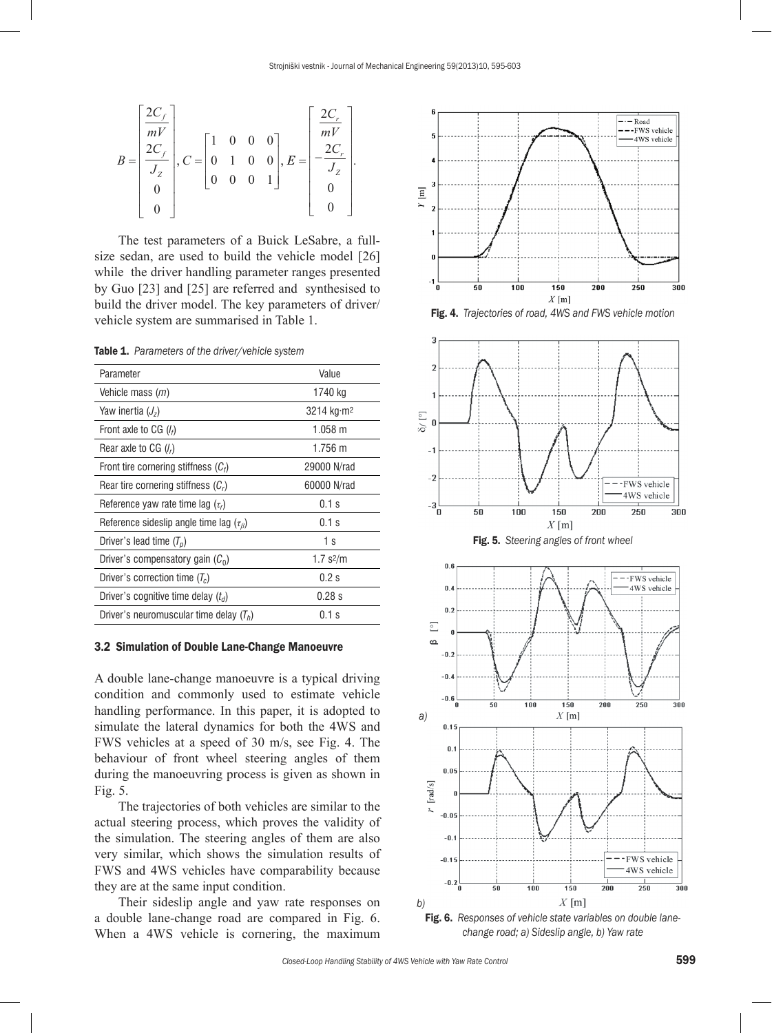$$B = \begin{bmatrix} \frac{2C_f}{mV} \\ \frac{2C_f}{J_Z} \\ 0 \\ 0 \end{bmatrix}, C = \begin{bmatrix} 1 & 0 & 0 & 0 \\ 0 & 1 & 0 & 0 \\ 0 & 0 & 0 & 1 \end{bmatrix}, E = \begin{bmatrix} \frac{2C_r}{mV} \\ -\frac{2C_r}{J_Z} \\ 0 \\ 0 \end{bmatrix}.$$

The test parameters of a Buick LeSabre, a full-size sedan, are used to build the vehicle model [26] while the driver handling parameter ranges presented by Guo [23] and [25] are referred and synthesised to build the driver model. The key parameters of driver/vehicle system are summarised in Table 1.

**Table 1.** *Parameters of the driver/vehicle system*

| Parameter | Value |
|---|---|
| Vehicle mass ($m$) | 1740 kg |
| Yaw inertia ($J_z$) | 3214 kg·m$^2$ |
| Front axle to CG ($l_f$) | 1.058 m |
| Rear axle to CG ($l_r$) | 1.756 m |
| Front tire cornering stiffness ($C_f$) | 29000 N/rad |
| Rear tire cornering stiffness ($C_r$) | 60000 N/rad |
| Reference yaw rate time lag ($\tau_r$) | 0.1 s |
| Reference sideslip angle time lag ($\tau_\beta$) | 0.1 s |
| Driver's lead time ($T_p$) | 1 s |
| Driver's compensatory gain ($C_0$) | 1.7 s$^2$/m |
| Driver's correction time ($T_c$) | 0.2 s |
| Driver's cognitive time delay ($t_d$) | 0.28 s |
| Driver's neuromuscular time delay ($T_h$) | 0.1 s |

### 3.2 Simulation of Double Lane-Change Manoeuvre

A double lane-change manoeuvre is a typical driving condition and commonly used to estimate vehicle handling performance. In this paper, it is adopted to simulate the lateral dynamics for both the 4WS and FWS vehicles at a speed of 30 m/s, see Fig. 4. The behaviour of front wheel steering angles of them during the manoeuvring process is given as shown in Fig. 5.

The trajectories of both vehicles are similar to the actual steering process, which proves the validity of the simulation. The steering angles of them are also very similar, which shows the simulation results of FWS and 4WS vehicles have comparability because they are at the same input condition.

Their sideslip angle and yaw rate responses on a double lane-change road are compared in Fig. 6. When a 4WS vehicle is cornering, the maximum

Fig. 4. *Trajectories of road, 4WS and FWS vehicle motion*

Fig. 5. *Steering angles of front wheel*

Fig. 6. *Responses of vehicle state variables on double lane-change road; a) Sideslip angle, b) Yaw rate*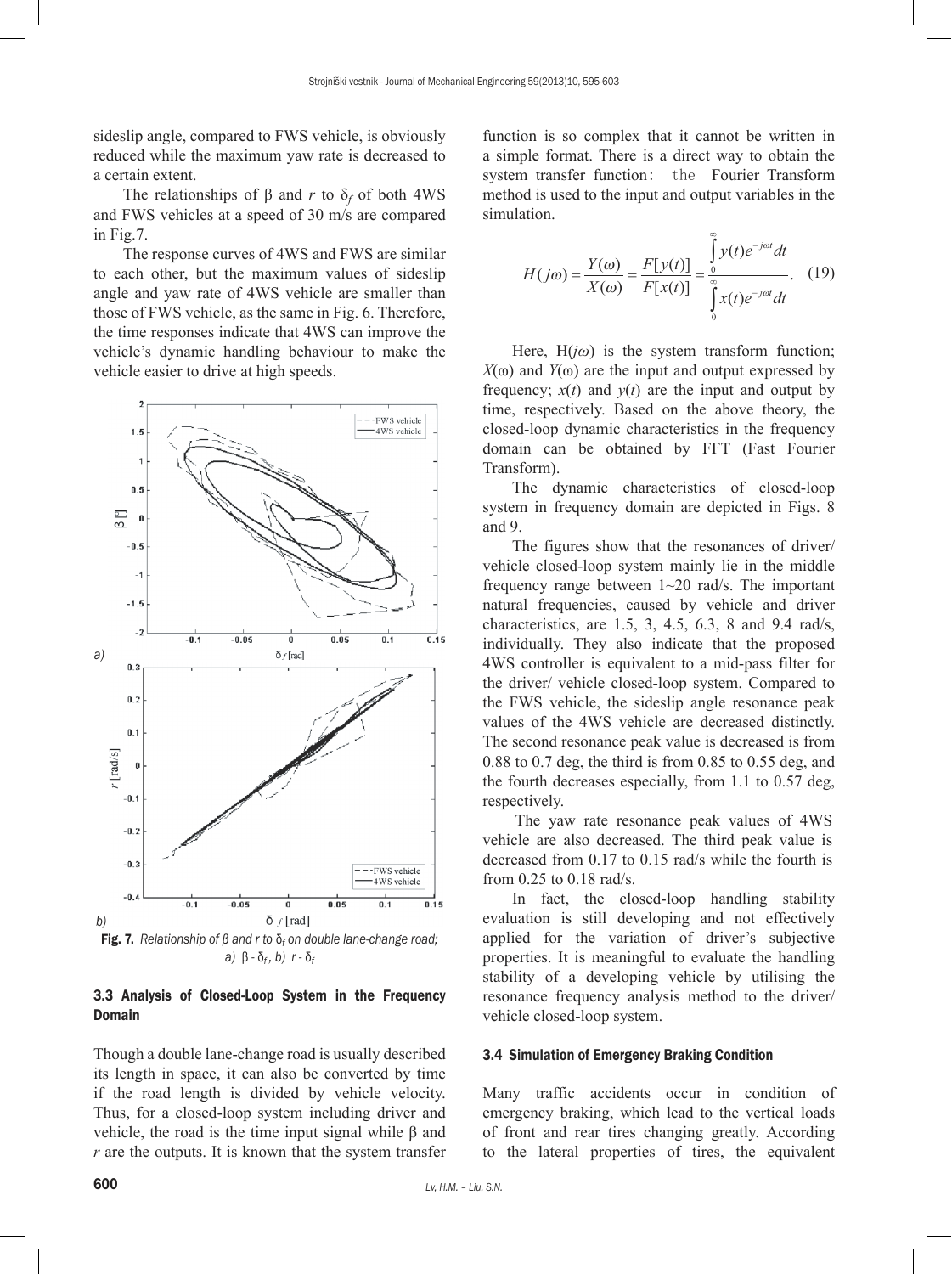sideslip angle, compared to FWS vehicle, is obviously reduced while the maximum yaw rate is decreased to a certain extent.

The relationships of β and $r$ to $\delta_f$ of both 4WS and FWS vehicles at a speed of 30 m/s are compared in Fig.7.

The response curves of 4WS and FWS are similar to each other, but the maximum values of sideslip angle and yaw rate of 4WS vehicle are smaller than those of FWS vehicle, as the same in Fig. 6. Therefore, the time responses indicate that 4WS can improve the vehicle's dynamic handling behaviour to make the vehicle easier to drive at high speeds.

**Fig. 7.** *Relationship of β and r to $\delta_f$ on double lane-change road; a) β - $\delta_f$, b) r - $\delta_f$*

### 3.3 Analysis of Closed-Loop System in the Frequency Domain

Though a double lane-change road is usually described its length in space, it can also be converted by time if the road length is divided by vehicle velocity. Thus, for a closed-loop system including driver and vehicle, the road is the time input signal while β and $r$ are the outputs. It is known that the system transfer function is so complex that it cannot be written in a simple format. There is a direct way to obtain the system transfer function: the Fourier Transform method is used to the input and output variables in the simulation.

$$H(j\omega) = \frac{Y(\omega)}{X(\omega)} = \frac{F[y(t)]}{F[x(t)]} = \frac{\int_0^\infty y(t)e^{-j\omega t}dt}{\int_0^\infty x(t)e^{-j\omega t}dt}. \quad (19)$$

Here, $H(j\omega)$ is the system transform function; $X(\omega)$ and $Y(\omega)$ are the input and output expressed by frequency; $x(t)$ and $y(t)$ are the input and output by time, respectively. Based on the above theory, the closed-loop dynamic characteristics in the frequency domain can be obtained by FFT (Fast Fourier Transform).

The dynamic characteristics of closed-loop system in frequency domain are depicted in Figs. 8 and 9.

The figures show that the resonances of driver/ vehicle closed-loop system mainly lie in the middle frequency range between 1~20 rad/s. The important natural frequencies, caused by vehicle and driver characteristics, are 1.5, 3, 4.5, 6.3, 8 and 9.4 rad/s, individually. They also indicate that the proposed 4WS controller is equivalent to a mid-pass filter for the driver/ vehicle closed-loop system. Compared to the FWS vehicle, the sideslip angle resonance peak values of the 4WS vehicle are decreased distinctly. The second resonance peak value is decreased is from 0.88 to 0.7 deg, the third is from 0.85 to 0.55 deg, and the fourth decreases especially, from 1.1 to 0.57 deg, respectively.

The yaw rate resonance peak values of 4WS vehicle are also decreased. The third peak value is decreased from 0.17 to 0.15 rad/s while the fourth is from 0.25 to 0.18 rad/s.

In fact, the closed-loop handling stability evaluation is still developing and not effectively applied for the variation of driver's subjective properties. It is meaningful to evaluate the handling stability of a developing vehicle by utilising the resonance frequency analysis method to the driver/ vehicle closed-loop system.

### 3.4 Simulation of Emergency Braking Condition

Many traffic accidents occur in condition of emergency braking, which lead to the vertical loads of front and rear tires changing greatly. According to the lateral properties of tires, the equivalent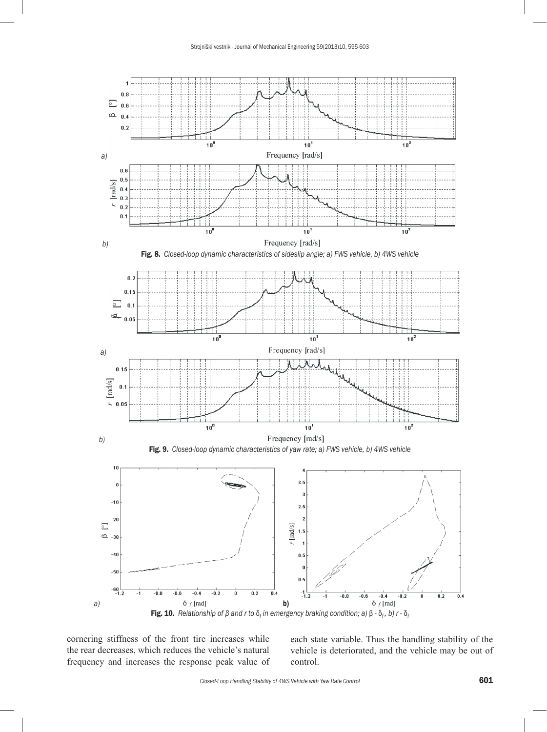Fig. 8. *Closed-loop dynamic characteristics of sideslip angle; a) FWS vehicle, b) 4WS vehicle*

Fig. 9. *Closed-loop dynamic characteristics of yaw rate; a) FWS vehicle, b) 4WS vehicle*

Fig. 10. *Relationship of β and r to $\delta_f$ in emergency braking condition; a) β - $\delta_f$, b) r - $\delta_f$*

cornering stiffness of the front tire increases while the rear decreases, which reduces the vehicle's natural frequency and increases the response peak value of each state variable. Thus the handling stability of the vehicle is deteriorated, and the vehicle may be out of control.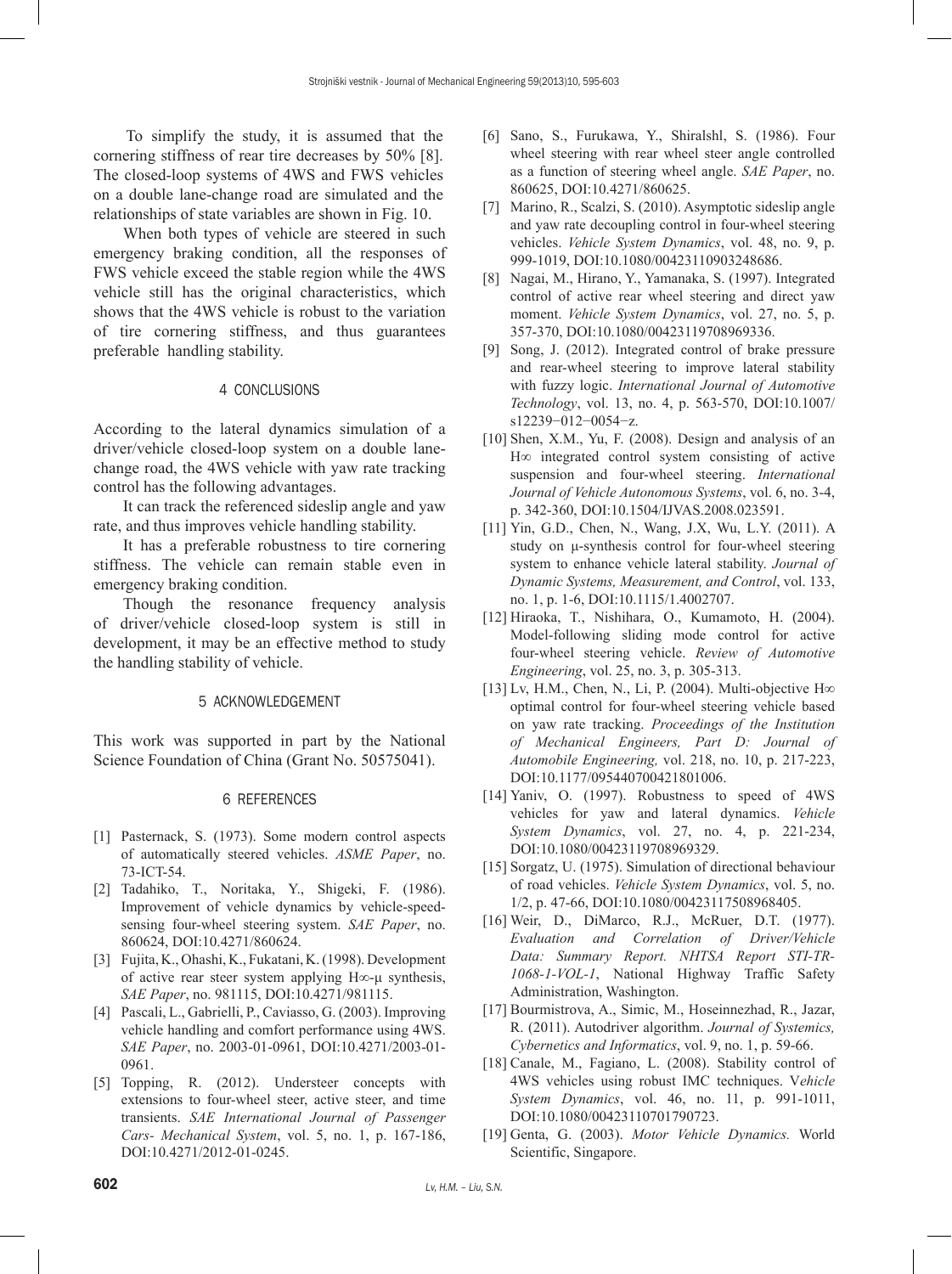To simplify the study, it is assumed that the cornering stiffness of rear tire decreases by 50% [8]. The closed-loop systems of 4WS and FWS vehicles on a double lane-change road are simulated and the relationships of state variables are shown in Fig. 10.

When both types of vehicle are steered in such emergency braking condition, all the responses of FWS vehicle exceed the stable region while the 4WS vehicle still has the original characteristics, which shows that the 4WS vehicle is robust to the variation of tire cornering stiffness, and thus guarantees preferable handling stability.

## 4 CONCLUSIONS

According to the lateral dynamics simulation of a driver/vehicle closed-loop system on a double lane-change road, the 4WS vehicle with yaw rate tracking control has the following advantages.

It can track the referenced sideslip angle and yaw rate, and thus improves vehicle handling stability.

It has a preferable robustness to tire cornering stiffness. The vehicle can remain stable even in emergency braking condition.

Though the resonance frequency analysis of driver/vehicle closed-loop system is still in development, it may be an effective method to study the handling stability of vehicle.

## 5 ACKNOWLEDGEMENT

This work was supported in part by the National Science Foundation of China (Grant No. 50575041).

## 6 REFERENCES

[1] Pasternack, S. (1973). Some modern control aspects of automatically steered vehicles. *ASME Paper*, no. 73-ICT-54.

[2] Tadahiko, T., Noritaka, Y., Shigeki, F. (1986). Improvement of vehicle dynamics by vehicle-speed-sensing four-wheel steering system. *SAE Paper*, no. 860624, DOI:10.4271/860624.

[3] Fujita, K., Ohashi, K., Fukatani, K. (1998). Development of active rear steer system applying H∞-μ synthesis, *SAE Paper*, no. 981115, DOI:10.4271/981115.

[4] Pascali, L., Gabrielli, P., Caviasso, G. (2003). Improving vehicle handling and comfort performance using 4WS. *SAE Paper*, no. 2003-01-0961, DOI:10.4271/2003-01-0961.

[5] Topping, R. (2012). Understeer concepts with extensions to four-wheel steer, active steer, and time transients. *SAE International Journal of Passenger Cars- Mechanical System*, vol. 5, no. 1, p. 167-186, DOI:10.4271/2012-01-0245.

[6] Sano, S., Furukawa, Y., Shiralshl, S. (1986). Four wheel steering with rear wheel steer angle controlled as a function of steering wheel angle. *SAE Paper*, no. 860625, DOI:10.4271/860625.

[7] Marino, R., Scalzi, S. (2010). Asymptotic sideslip angle and yaw rate decoupling control in four-wheel steering vehicles. *Vehicle System Dynamics*, vol. 48, no. 9, p. 999-1019, DOI:10.1080/00423110903248686.

[8] Nagai, M., Hirano, Y., Yamanaka, S. (1997). Integrated control of active rear wheel steering and direct yaw moment. *Vehicle System Dynamics*, vol. 27, no. 5, p. 357-370, DOI:10.1080/00423119708969336.

[9] Song, J. (2012). Integrated control of brake pressure and rear-wheel steering to improve lateral stability with fuzzy logic. *International Journal of Automotive Technology*, vol. 13, no. 4, p. 563-570, DOI:10.1007/s12239−012−0054−z.

[10] Shen, X.M., Yu, F. (2008). Design and analysis of an H∞ integrated control system consisting of active suspension and four-wheel steering. *International Journal of Vehicle Autonomous Systems*, vol. 6, no. 3-4, p. 342-360, DOI:10.1504/IJVAS.2008.023591.

[11] Yin, G.D., Chen, N., Wang, J.X, Wu, L.Y. (2011). A study on μ-synthesis control for four-wheel steering system to enhance vehicle lateral stability. *Journal of Dynamic Systems, Measurement, and Control*, vol. 133, no. 1, p. 1-6, DOI:10.1115/1.4002707.

[12] Hiraoka, T., Nishihara, O., Kumamoto, H. (2004). Model-following sliding mode control for active four-wheel steering vehicle. *Review of Automotive Engineering*, vol. 25, no. 3, p. 305-313.

[13] Lv, H.M., Chen, N., Li, P. (2004). Multi-objective H∞ optimal control for four-wheel steering vehicle based on yaw rate tracking. *Proceedings of the Institution of Mechanical Engineers, Part D: Journal of Automobile Engineering,* vol. 218, no. 10, p. 217-223, DOI:10.1177/095440700421801006.

[14] Yaniv, O. (1997). Robustness to speed of 4WS vehicles for yaw and lateral dynamics. *Vehicle System Dynamics*, vol. 27, no. 4, p. 221-234, DOI:10.1080/00423119708969329.

[15] Sorgatz, U. (1975). Simulation of directional behaviour of road vehicles. *Vehicle System Dynamics*, vol. 5, no. 1/2, p. 47-66, DOI:10.1080/00423117508968405.

[16] Weir, D., DiMarco, R.J., McRuer, D.T. (1977). *Evaluation and Correlation of Driver/Vehicle Data: Summary Report. NHTSA Report STI-TR-1068-1-VOL-1*, National Highway Traffic Safety Administration, Washington.

[17] Bourmistrova, A., Simic, M., Hoseinnezhad, R., Jazar, R. (2011). Autodriver algorithm. *Journal of Systemics, Cybernetics and Informatics*, vol. 9, no. 1, p. 59-66.

[18] Canale, M., Fagiano, L. (2008). Stability control of 4WS vehicles using robust IMC techniques. V*ehicle System Dynamics*, vol. 46, no. 11, p. 991-1011, DOI:10.1080/00423110701790723.

[19] Genta, G. (2003). *Motor Vehicle Dynamics.* World Scientific, Singapore.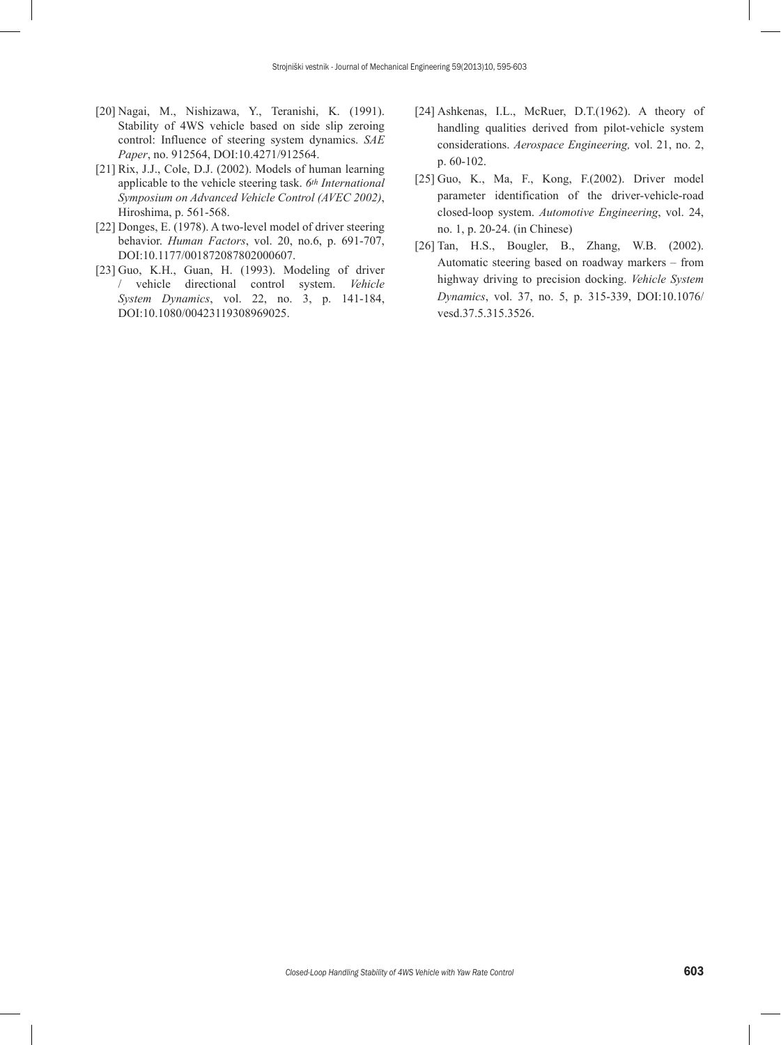[20] Nagai, M., Nishizawa, Y., Teranishi, K. (1991). Stability of 4WS vehicle based on side slip zeroing control: Influence of steering system dynamics. *SAE Paper*, no. 912564, DOI:10.4271/912564.

[21] Rix, J.J., Cole, D.J. (2002). Models of human learning applicable to the vehicle steering task. *6th International Symposium on Advanced Vehicle Control (AVEC 2002)*, Hiroshima, p. 561-568.

[22] Donges, E. (1978). A two-level model of driver steering behavior. *Human Factors*, vol. 20, no.6, p. 691-707, DOI:10.1177/001872087802000607.

[23] Guo, K.H., Guan, H. (1993). Modeling of driver / vehicle directional control system. *Vehicle System Dynamics*, vol. 22, no. 3, p. 141-184, DOI:10.1080/00423119308969025.

[24] Ashkenas, I.L., McRuer, D.T.(1962). A theory of handling qualities derived from pilot-vehicle system considerations. *Aerospace Engineering,* vol. 21, no. 2, p. 60-102.

[25] Guo, K., Ma, F., Kong, F.(2002). Driver model parameter identification of the driver-vehicle-road closed-loop system. *Automotive Engineering*, vol. 24, no. 1, p. 20-24. (in Chinese)

[26] Tan, H.S., Bougler, B., Zhang, W.B. (2002). Automatic steering based on roadway markers – from highway driving to precision docking. *Vehicle System Dynamics*, vol. 37, no. 5, p. 315-339, DOI:10.1076/vesd.37.5.315.3526.